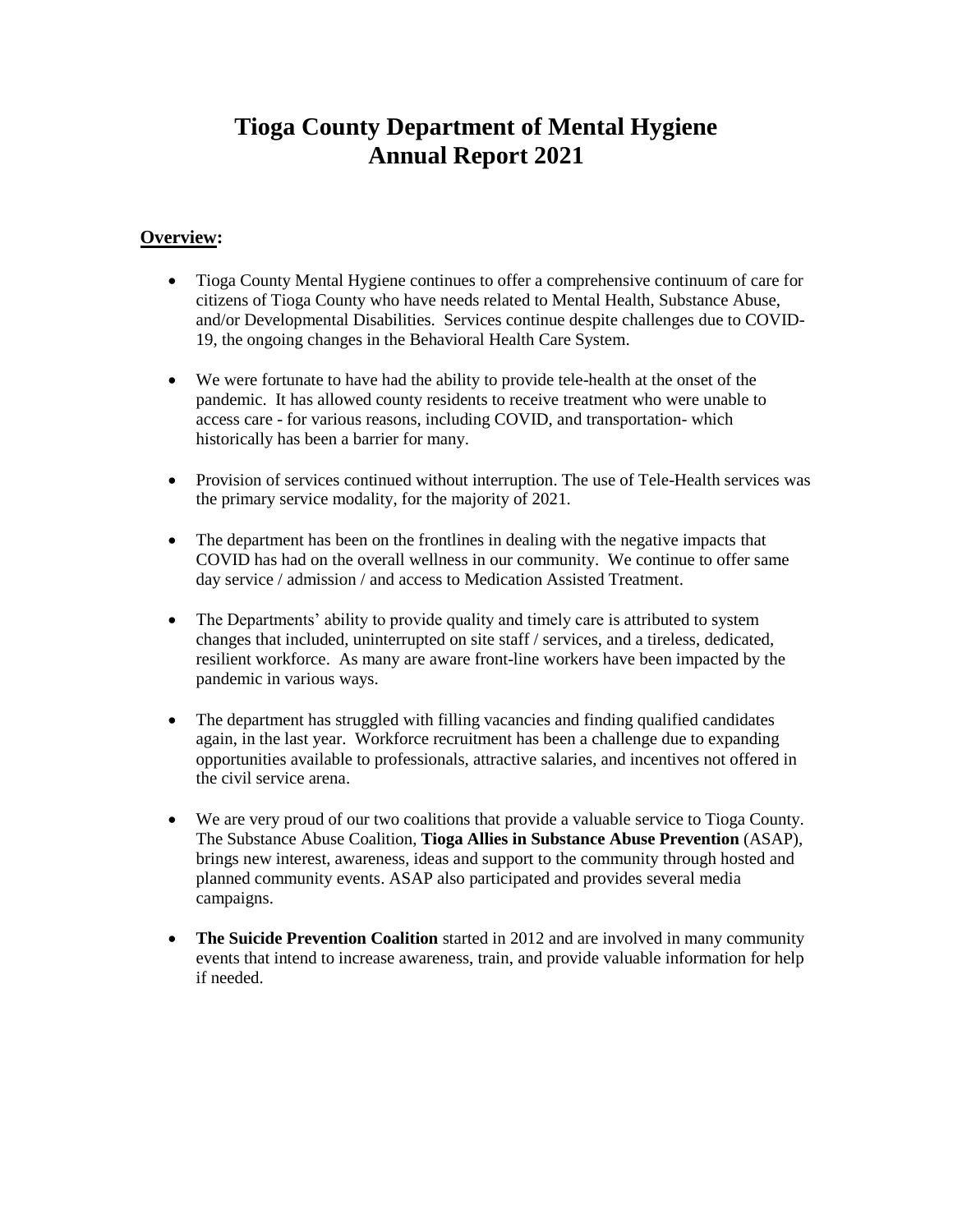# Tioga County Department of Mental Hygiene Annual Report 2021

## Overview:

- Tioga County Mental Hygiene continues to offer a comprehensive continuum of care for citizens of Tioga County who have needs related to Mental Health, Substance Abuse, and/or Developmental Disabilities. Services continue despite challenges due to COVID-19, the ongoing changes in the Behavioral Health Care System.

- We were fortunate to have had the ability to provide tele-health at the onset of the pandemic. It has allowed county residents to receive treatment who were unable to access care - for various reasons, including COVID, and transportation- which historically has been a barrier for many.

- Provision of services continued without interruption. The use of Tele-Health services was the primary service modality, for the majority of 2021.

- The department has been on the frontlines in dealing with the negative impacts that COVID has had on the overall wellness in our community. We continue to offer same day service / admission / and access to Medication Assisted Treatment.

- The Departments' ability to provide quality and timely care is attributed to system changes that included, uninterrupted on site staff / services, and a tireless, dedicated, resilient workforce. As many are aware front-line workers have been impacted by the pandemic in various ways.

- The department has struggled with filling vacancies and finding qualified candidates again, in the last year. Workforce recruitment has been a challenge due to expanding opportunities available to professionals, attractive salaries, and incentives not offered in the civil service arena.

- We are very proud of our two coalitions that provide a valuable service to Tioga County. The Substance Abuse Coalition, **Tioga Allies in Substance Abuse Prevention** (ASAP), brings new interest, awareness, ideas and support to the community through hosted and planned community events. ASAP also participated and provides several media campaigns.

- **The Suicide Prevention Coalition** started in 2012 and are involved in many community events that intend to increase awareness, train, and provide valuable information for help if needed.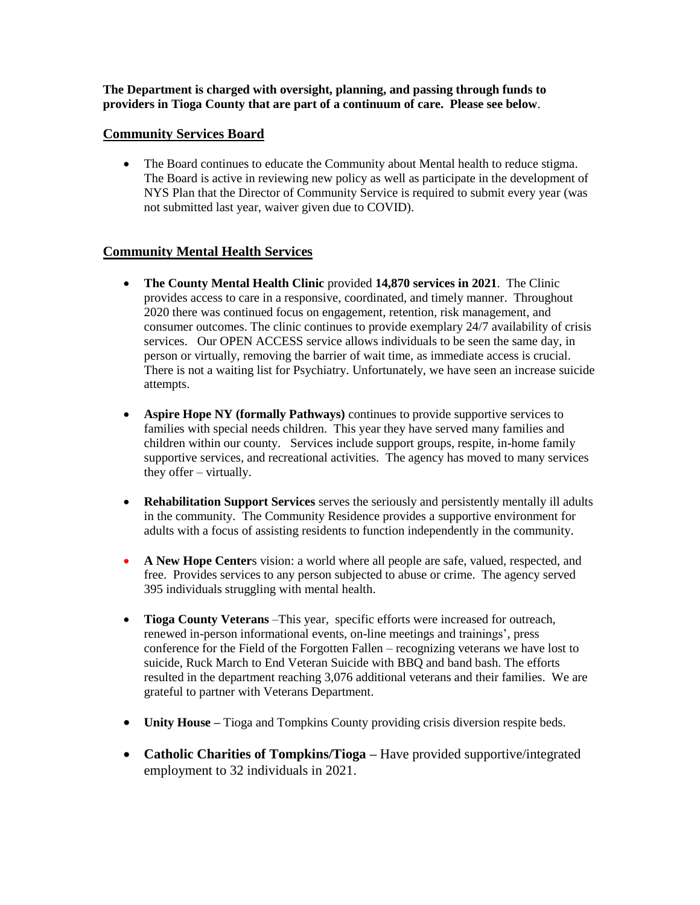**The Department is charged with oversight, planning, and passing through funds to providers in Tioga County that are part of a continuum of care. Please see below**.

## Community Services Board

- The Board continues to educate the Community about Mental health to reduce stigma. The Board is active in reviewing new policy as well as participate in the development of NYS Plan that the Director of Community Service is required to submit every year (was not submitted last year, waiver given due to COVID).

## Community Mental Health Services

- **The County Mental Health Clinic** provided **14,870 services in 2021**. The Clinic provides access to care in a responsive, coordinated, and timely manner. Throughout 2020 there was continued focus on engagement, retention, risk management, and consumer outcomes. The clinic continues to provide exemplary 24/7 availability of crisis services. Our OPEN ACCESS service allows individuals to be seen the same day, in person or virtually, removing the barrier of wait time, as immediate access is crucial. There is not a waiting list for Psychiatry. Unfortunately, we have seen an increase suicide attempts.

- **Aspire Hope NY (formally Pathways)** continues to provide supportive services to families with special needs children. This year they have served many families and children within our county. Services include support groups, respite, in-home family supportive services, and recreational activities. The agency has moved to many services they offer – virtually.

- **Rehabilitation Support Services** serves the seriously and persistently mentally ill adults in the community. The Community Residence provides a supportive environment for adults with a focus of assisting residents to function independently in the community.

- **A New Hope Center**s vision: a world where all people are safe, valued, respected, and free. Provides services to any person subjected to abuse or crime. The agency served 395 individuals struggling with mental health.

- **Tioga County Veterans** –This year, specific efforts were increased for outreach, renewed in-person informational events, on-line meetings and trainings', press conference for the Field of the Forgotten Fallen – recognizing veterans we have lost to suicide, Ruck March to End Veteran Suicide with BBQ and band bash. The efforts resulted in the department reaching 3,076 additional veterans and their families. We are grateful to partner with Veterans Department.

- **Unity House –** Tioga and Tompkins County providing crisis diversion respite beds.

- **Catholic Charities of Tompkins/Tioga –** Have provided supportive/integrated employment to 32 individuals in 2021.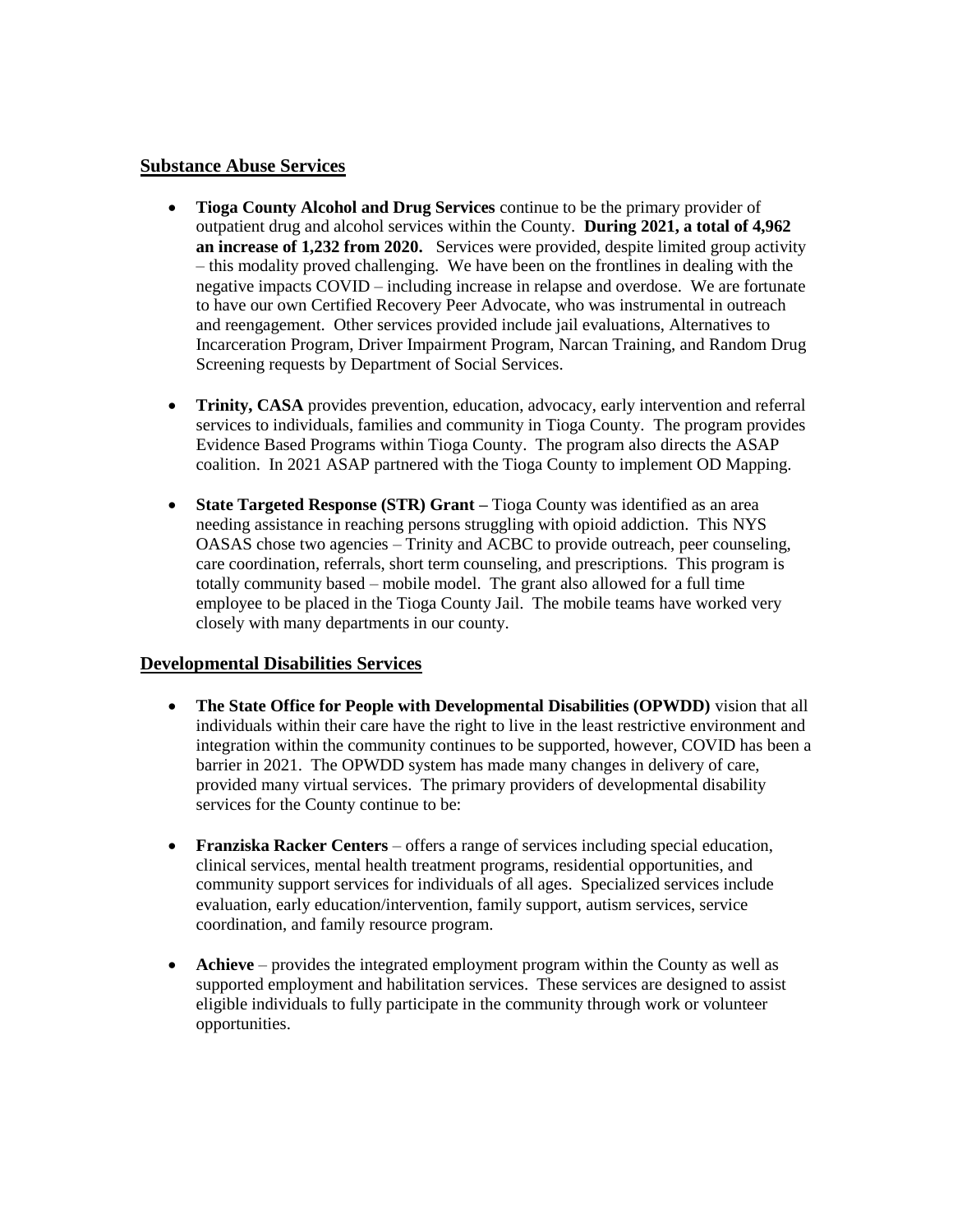## Substance Abuse Services

- **Tioga County Alcohol and Drug Services** continue to be the primary provider of outpatient drug and alcohol services within the County. **During 2021, a total of 4,962 an increase of 1,232 from 2020.** Services were provided, despite limited group activity – this modality proved challenging. We have been on the frontlines in dealing with the negative impacts COVID – including increase in relapse and overdose. We are fortunate to have our own Certified Recovery Peer Advocate, who was instrumental in outreach and reengagement. Other services provided include jail evaluations, Alternatives to Incarceration Program, Driver Impairment Program, Narcan Training, and Random Drug Screening requests by Department of Social Services.

- **Trinity, CASA** provides prevention, education, advocacy, early intervention and referral services to individuals, families and community in Tioga County. The program provides Evidence Based Programs within Tioga County. The program also directs the ASAP coalition. In 2021 ASAP partnered with the Tioga County to implement OD Mapping.

- **State Targeted Response (STR) Grant –** Tioga County was identified as an area needing assistance in reaching persons struggling with opioid addiction. This NYS OASAS chose two agencies – Trinity and ACBC to provide outreach, peer counseling, care coordination, referrals, short term counseling, and prescriptions. This program is totally community based – mobile model. The grant also allowed for a full time employee to be placed in the Tioga County Jail. The mobile teams have worked very closely with many departments in our county.

## Developmental Disabilities Services

- **The State Office for People with Developmental Disabilities (OPWDD)** vision that all individuals within their care have the right to live in the least restrictive environment and integration within the community continues to be supported, however, COVID has been a barrier in 2021. The OPWDD system has made many changes in delivery of care, provided many virtual services. The primary providers of developmental disability services for the County continue to be:

- **Franziska Racker Centers** – offers a range of services including special education, clinical services, mental health treatment programs, residential opportunities, and community support services for individuals of all ages. Specialized services include evaluation, early education/intervention, family support, autism services, service coordination, and family resource program.

- **Achieve** – provides the integrated employment program within the County as well as supported employment and habilitation services. These services are designed to assist eligible individuals to fully participate in the community through work or volunteer opportunities.